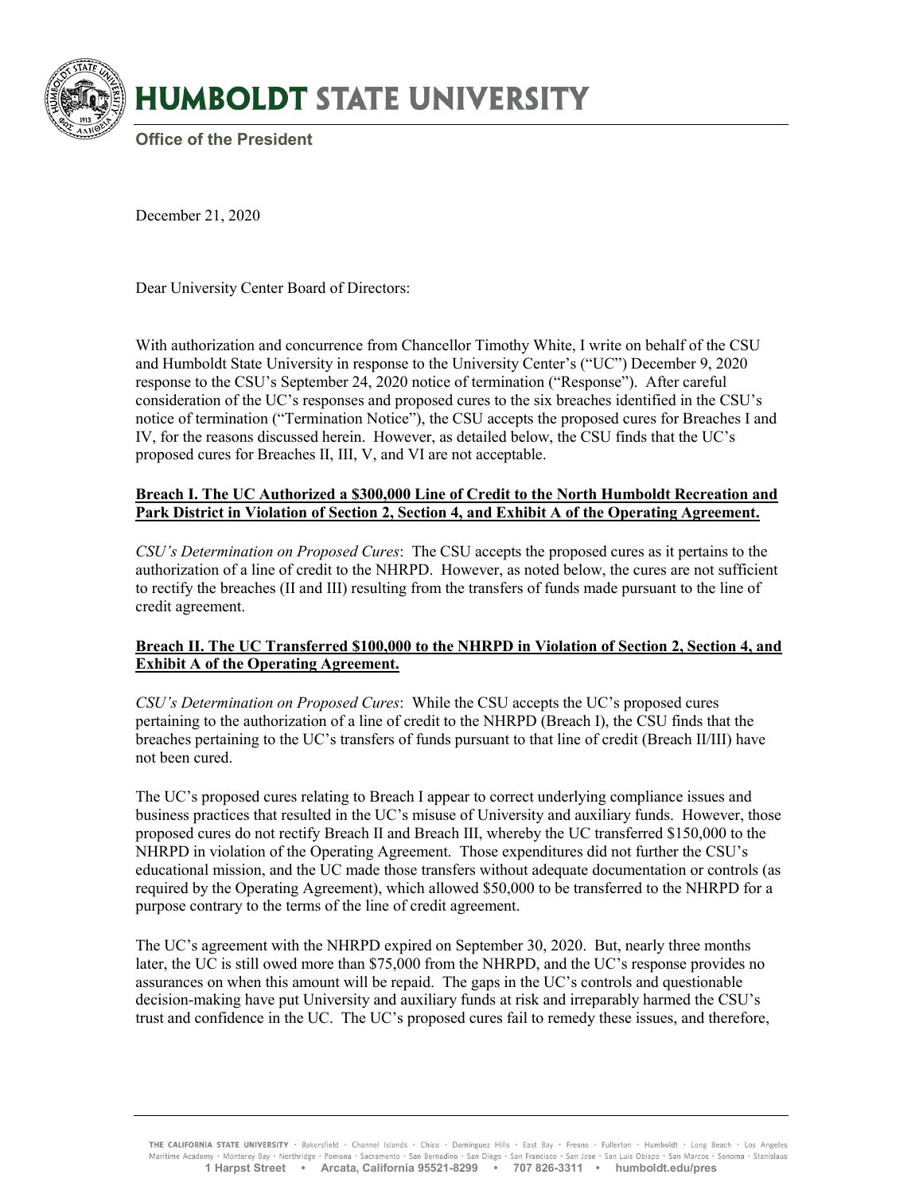# HUMBOLDT STATE UNIVERSITY

**Office of the President**

December 21, 2020

Dear University Center Board of Directors:

With authorization and concurrence from Chancellor Timothy White, I write on behalf of the CSU and Humboldt State University in response to the University Center's ("UC") December 9, 2020 response to the CSU's September 24, 2020 notice of termination ("Response"). After careful consideration of the UC's responses and proposed cures to the six breaches identified in the CSU's notice of termination ("Termination Notice"), the CSU accepts the proposed cures for Breaches I and IV, for the reasons discussed herein. However, as detailed below, the CSU finds that the UC's proposed cures for Breaches II, III, V, and VI are not acceptable.

**Breach I. The UC Authorized a $300,000 Line of Credit to the North Humboldt Recreation and Park District in Violation of Section 2, Section 4, and Exhibit A of the Operating Agreement.**

*CSU's Determination on Proposed Cures*: The CSU accepts the proposed cures as it pertains to the authorization of a line of credit to the NHRPD. However, as noted below, the cures are not sufficient to rectify the breaches (II and III) resulting from the transfers of funds made pursuant to the line of credit agreement.

**Breach II. The UC Transferred $100,000 to the NHRPD in Violation of Section 2, Section 4, and Exhibit A of the Operating Agreement.**

*CSU's Determination on Proposed Cures*: While the CSU accepts the UC's proposed cures pertaining to the authorization of a line of credit to the NHRPD (Breach I), the CSU finds that the breaches pertaining to the UC's transfers of funds pursuant to that line of credit (Breach II/III) have not been cured.

The UC's proposed cures relating to Breach I appear to correct underlying compliance issues and business practices that resulted in the UC's misuse of University and auxiliary funds. However, those proposed cures do not rectify Breach II and Breach III, whereby the UC transferred $150,000 to the NHRPD in violation of the Operating Agreement. Those expenditures did not further the CSU's educational mission, and the UC made those transfers without adequate documentation or controls (as required by the Operating Agreement), which allowed $50,000 to be transferred to the NHRPD for a purpose contrary to the terms of the line of credit agreement.

The UC's agreement with the NHRPD expired on September 30, 2020. But, nearly three months later, the UC is still owed more than $75,000 from the NHRPD, and the UC's response provides no assurances on when this amount will be repaid. The gaps in the UC's controls and questionable decision-making have put University and auxiliary funds at risk and irreparably harmed the CSU's trust and confidence in the UC. The UC's proposed cures fail to remedy these issues, and therefore,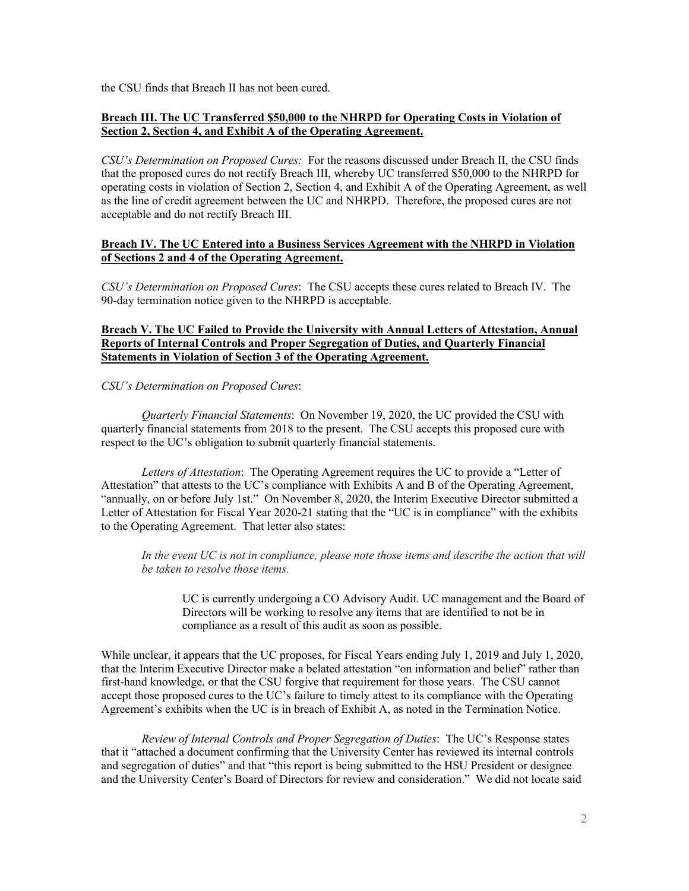the CSU finds that Breach II has not been cured.

**<u>Breach III. The UC Transferred $50,000 to the NHRPD for Operating Costs in Violation of Section 2, Section 4, and Exhibit A of the Operating Agreement.</u>**

*CSU's Determination on Proposed Cures:* For the reasons discussed under Breach II, the CSU finds that the proposed cures do not rectify Breach III, whereby UC transferred $50,000 to the NHRPD for operating costs in violation of Section 2, Section 4, and Exhibit A of the Operating Agreement, as well as the line of credit agreement between the UC and NHRPD. Therefore, the proposed cures are not acceptable and do not rectify Breach III.

**<u>Breach IV. The UC Entered into a Business Services Agreement with the NHRPD in Violation of Sections 2 and 4 of the Operating Agreement.</u>**

*CSU's Determination on Proposed Cures*: The CSU accepts these cures related to Breach IV. The 90-day termination notice given to the NHRPD is acceptable.

**<u>Breach V. The UC Failed to Provide the University with Annual Letters of Attestation, Annual Reports of Internal Controls and Proper Segregation of Duties, and Quarterly Financial Statements in Violation of Section 3 of the Operating Agreement.</u>**

*CSU's Determination on Proposed Cures*:

*Quarterly Financial Statements*: On November 19, 2020, the UC provided the CSU with quarterly financial statements from 2018 to the present. The CSU accepts this proposed cure with respect to the UC's obligation to submit quarterly financial statements.

*Letters of Attestation*: The Operating Agreement requires the UC to provide a "Letter of Attestation" that attests to the UC's compliance with Exhibits A and B of the Operating Agreement, "annually, on or before July 1st." On November 8, 2020, the Interim Executive Director submitted a Letter of Attestation for Fiscal Year 2020-21 stating that the "UC is in compliance" with the exhibits to the Operating Agreement. That letter also states:

> *In the event UC is not in compliance, please note those items and describe the action that will be taken to resolve those items.*
>
> > UC is currently undergoing a CO Advisory Audit. UC management and the Board of Directors will be working to resolve any items that are identified to not be in compliance as a result of this audit as soon as possible.

While unclear, it appears that the UC proposes, for Fiscal Years ending July 1, 2019 and July 1, 2020, that the Interim Executive Director make a belated attestation "on information and belief" rather than first-hand knowledge, or that the CSU forgive that requirement for those years. The CSU cannot accept those proposed cures to the UC's failure to timely attest to its compliance with the Operating Agreement's exhibits when the UC is in breach of Exhibit A, as noted in the Termination Notice.

*Review of Internal Controls and Proper Segregation of Duties*: The UC's Response states that it "attached a document confirming that the University Center has reviewed its internal controls and segregation of duties" and that "this report is being submitted to the HSU President or designee and the University Center's Board of Directors for review and consideration." We did not locate said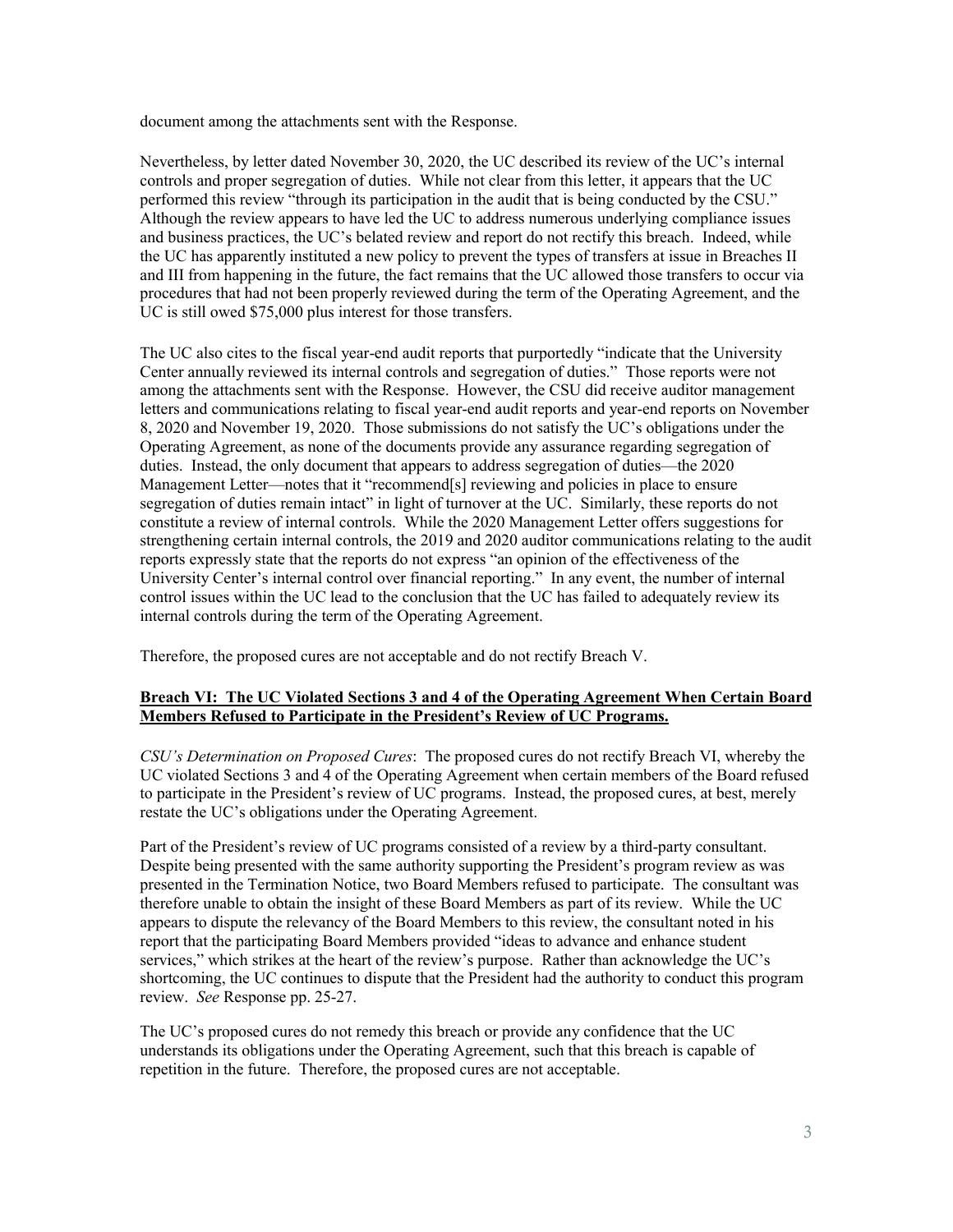document among the attachments sent with the Response.

Nevertheless, by letter dated November 30, 2020, the UC described its review of the UC's internal controls and proper segregation of duties. While not clear from this letter, it appears that the UC performed this review "through its participation in the audit that is being conducted by the CSU." Although the review appears to have led the UC to address numerous underlying compliance issues and business practices, the UC's belated review and report do not rectify this breach. Indeed, while the UC has apparently instituted a new policy to prevent the types of transfers at issue in Breaches II and III from happening in the future, the fact remains that the UC allowed those transfers to occur via procedures that had not been properly reviewed during the term of the Operating Agreement, and the UC is still owed $75,000 plus interest for those transfers.

The UC also cites to the fiscal year-end audit reports that purportedly "indicate that the University Center annually reviewed its internal controls and segregation of duties." Those reports were not among the attachments sent with the Response. However, the CSU did receive auditor management letters and communications relating to fiscal year-end audit reports and year-end reports on November 8, 2020 and November 19, 2020. Those submissions do not satisfy the UC's obligations under the Operating Agreement, as none of the documents provide any assurance regarding segregation of duties. Instead, the only document that appears to address segregation of duties—the 2020 Management Letter—notes that it "recommend[s] reviewing and policies in place to ensure segregation of duties remain intact" in light of turnover at the UC. Similarly, these reports do not constitute a review of internal controls. While the 2020 Management Letter offers suggestions for strengthening certain internal controls, the 2019 and 2020 auditor communications relating to the audit reports expressly state that the reports do not express "an opinion of the effectiveness of the University Center's internal control over financial reporting." In any event, the number of internal control issues within the UC lead to the conclusion that the UC has failed to adequately review its internal controls during the term of the Operating Agreement.

Therefore, the proposed cures are not acceptable and do not rectify Breach V.

**Breach VI: The UC Violated Sections 3 and 4 of the Operating Agreement When Certain Board Members Refused to Participate in the President's Review of UC Programs.**

*CSU's Determination on Proposed Cures*: The proposed cures do not rectify Breach VI, whereby the UC violated Sections 3 and 4 of the Operating Agreement when certain members of the Board refused to participate in the President's review of UC programs. Instead, the proposed cures, at best, merely restate the UC's obligations under the Operating Agreement.

Part of the President's review of UC programs consisted of a review by a third-party consultant. Despite being presented with the same authority supporting the President's program review as was presented in the Termination Notice, two Board Members refused to participate. The consultant was therefore unable to obtain the insight of these Board Members as part of its review. While the UC appears to dispute the relevancy of the Board Members to this review, the consultant noted in his report that the participating Board Members provided "ideas to advance and enhance student services," which strikes at the heart of the review's purpose. Rather than acknowledge the UC's shortcoming, the UC continues to dispute that the President had the authority to conduct this program review. *See* Response pp. 25-27.

The UC's proposed cures do not remedy this breach or provide any confidence that the UC understands its obligations under the Operating Agreement, such that this breach is capable of repetition in the future. Therefore, the proposed cures are not acceptable.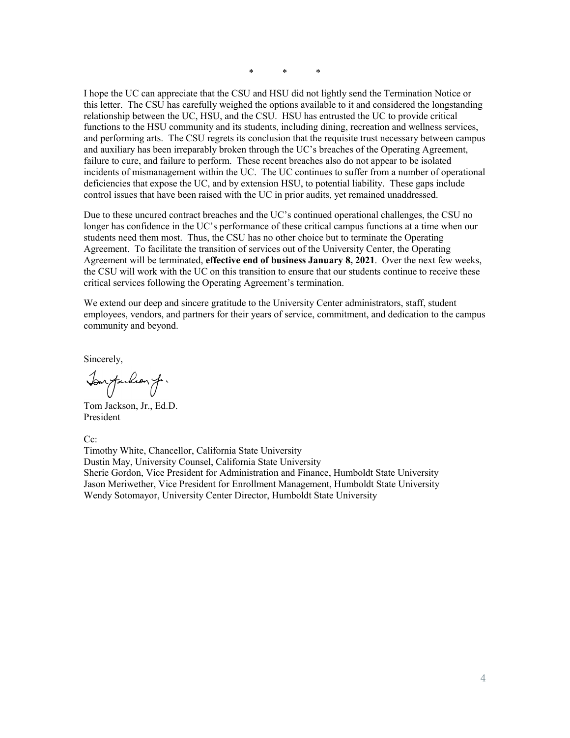\*        \*        \*

I hope the UC can appreciate that the CSU and HSU did not lightly send the Termination Notice or this letter. The CSU has carefully weighed the options available to it and considered the longstanding relationship between the UC, HSU, and the CSU. HSU has entrusted the UC to provide critical functions to the HSU community and its students, including dining, recreation and wellness services, and performing arts. The CSU regrets its conclusion that the requisite trust necessary between campus and auxiliary has been irreparably broken through the UC's breaches of the Operating Agreement, failure to cure, and failure to perform. These recent breaches also do not appear to be isolated incidents of mismanagement within the UC. The UC continues to suffer from a number of operational deficiencies that expose the UC, and by extension HSU, to potential liability. These gaps include control issues that have been raised with the UC in prior audits, yet remained unaddressed.

Due to these uncured contract breaches and the UC's continued operational challenges, the CSU no longer has confidence in the UC's performance of these critical campus functions at a time when our students need them most. Thus, the CSU has no other choice but to terminate the Operating Agreement. To facilitate the transition of services out of the University Center, the Operating Agreement will be terminated, **effective end of business January 8, 2021**. Over the next few weeks, the CSU will work with the UC on this transition to ensure that our students continue to receive these critical services following the Operating Agreement's termination.

We extend our deep and sincere gratitude to the University Center administrators, staff, student employees, vendors, and partners for their years of service, commitment, and dedication to the campus community and beyond.

Sincerely,

Tom Jackson, Jr., Ed.D.
President

Cc:
Timothy White, Chancellor, California State University
Dustin May, University Counsel, California State University
Sherie Gordon, Vice President for Administration and Finance, Humboldt State University
Jason Meriwether, Vice President for Enrollment Management, Humboldt State University
Wendy Sotomayor, University Center Director, Humboldt State University